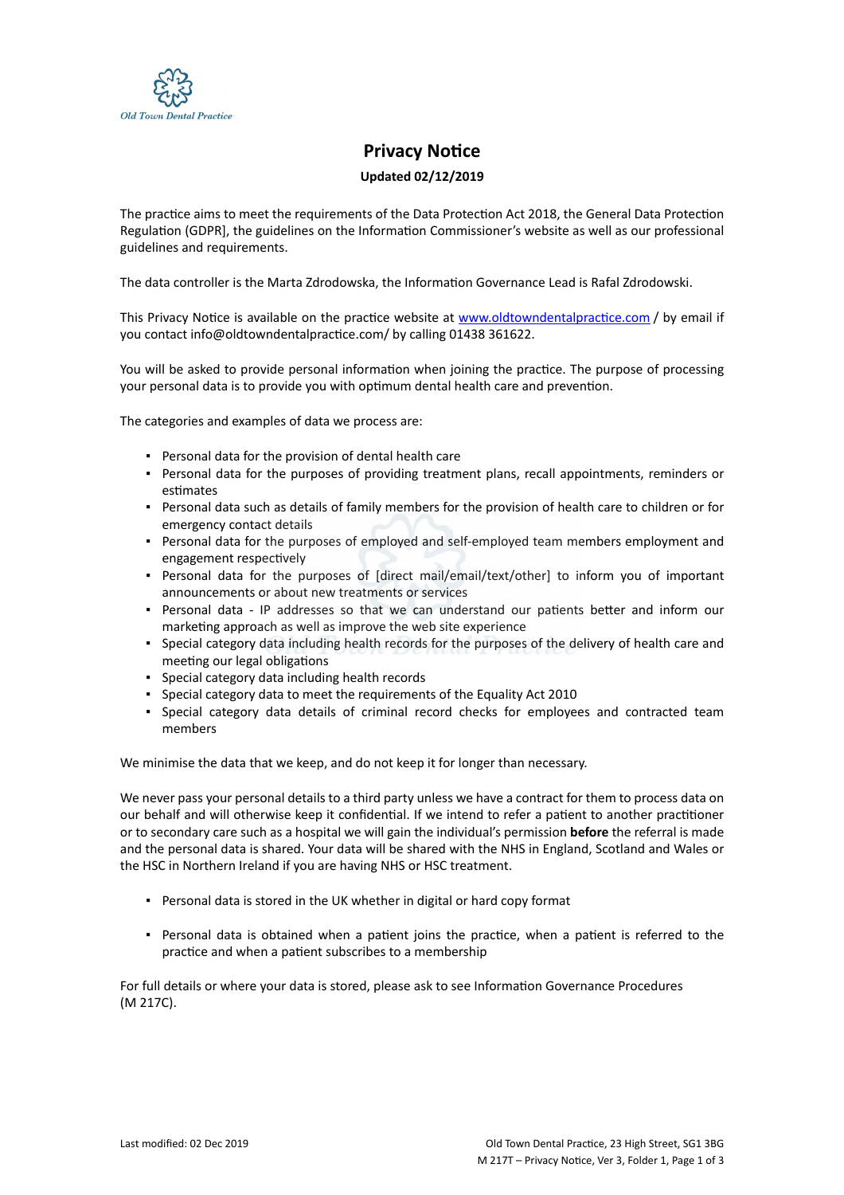Old Town Dental Practice

# Privacy Notice

**Updated 02/12/2019**

The practice aims to meet the requirements of the Data Protection Act 2018, the General Data Protection Regulation (GDPR], the guidelines on the Information Commissioner's website as well as our professional guidelines and requirements.

The data controller is the Marta Zdrodowska, the Information Governance Lead is Rafal Zdrodowski.

This Privacy Notice is available on the practice website at [www.oldtowndentalpractice.com](http://www.oldtowndentalpractice.com) / by email if you contact info@oldtowndentalpractice.com/ by calling 01438 361622.

You will be asked to provide personal information when joining the practice. The purpose of processing your personal data is to provide you with optimum dental health care and prevention.

The categories and examples of data we process are:

- Personal data for the provision of dental health care
- Personal data for the purposes of providing treatment plans, recall appointments, reminders or estimates
- Personal data such as details of family members for the provision of health care to children or for emergency contact details
- Personal data for the purposes of employed and self-employed team members employment and engagement respectively
- Personal data for the purposes of [direct mail/email/text/other] to inform you of important announcements or about new treatments or services
- Personal data - IP addresses so that we can understand our patients better and inform our marketing approach as well as improve the web site experience
- Special category data including health records for the purposes of the delivery of health care and meeting our legal obligations
- Special category data including health records
- Special category data to meet the requirements of the Equality Act 2010
- Special category data details of criminal record checks for employees and contracted team members

We minimise the data that we keep, and do not keep it for longer than necessary.

We never pass your personal details to a third party unless we have a contract for them to process data on our behalf and will otherwise keep it confidential. If we intend to refer a patient to another practitioner or to secondary care such as a hospital we will gain the individual's permission **before** the referral is made and the personal data is shared. Your data will be shared with the NHS in England, Scotland and Wales or the HSC in Northern Ireland if you are having NHS or HSC treatment.

- Personal data is stored in the UK whether in digital or hard copy format
- Personal data is obtained when a patient joins the practice, when a patient is referred to the practice and when a patient subscribes to a membership

For full details or where your data is stored, please ask to see Information Governance Procedures (M 217C).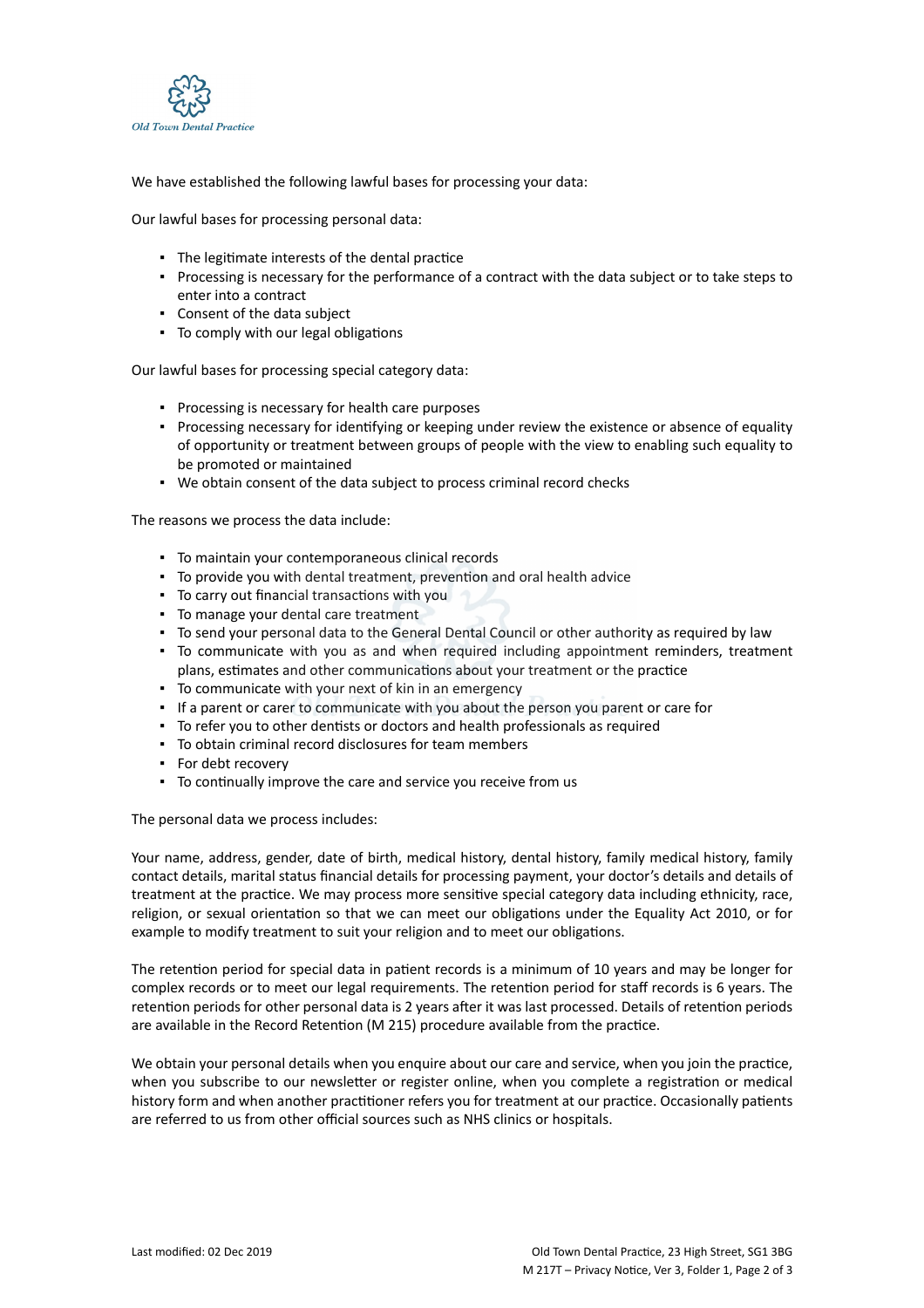We have established the following lawful bases for processing your data:

Our lawful bases for processing personal data:

- The legitimate interests of the dental practice
- Processing is necessary for the performance of a contract with the data subject or to take steps to enter into a contract
- Consent of the data subject
- To comply with our legal obligations

Our lawful bases for processing special category data:

- Processing is necessary for health care purposes
- Processing necessary for identifying or keeping under review the existence or absence of equality of opportunity or treatment between groups of people with the view to enabling such equality to be promoted or maintained
- We obtain consent of the data subject to process criminal record checks

The reasons we process the data include:

- To maintain your contemporaneous clinical records
- To provide you with dental treatment, prevention and oral health advice
- To carry out financial transactions with you
- To manage your dental care treatment
- To send your personal data to the General Dental Council or other authority as required by law
- To communicate with you as and when required including appointment reminders, treatment plans, estimates and other communications about your treatment or the practice
- To communicate with your next of kin in an emergency
- If a parent or carer to communicate with you about the person you parent or care for
- To refer you to other dentists or doctors and health professionals as required
- To obtain criminal record disclosures for team members
- For debt recovery
- To continually improve the care and service you receive from us

The personal data we process includes:

Your name, address, gender, date of birth, medical history, dental history, family medical history, family contact details, marital status financial details for processing payment, your doctor's details and details of treatment at the practice. We may process more sensitive special category data including ethnicity, race, religion, or sexual orientation so that we can meet our obligations under the Equality Act 2010, or for example to modify treatment to suit your religion and to meet our obligations.

The retention period for special data in patient records is a minimum of 10 years and may be longer for complex records or to meet our legal requirements. The retention period for staff records is 6 years. The retention periods for other personal data is 2 years after it was last processed. Details of retention periods are available in the Record Retention (M 215) procedure available from the practice.

We obtain your personal details when you enquire about our care and service, when you join the practice, when you subscribe to our newsletter or register online, when you complete a registration or medical history form and when another practitioner refers you for treatment at our practice. Occasionally patients are referred to us from other official sources such as NHS clinics or hospitals.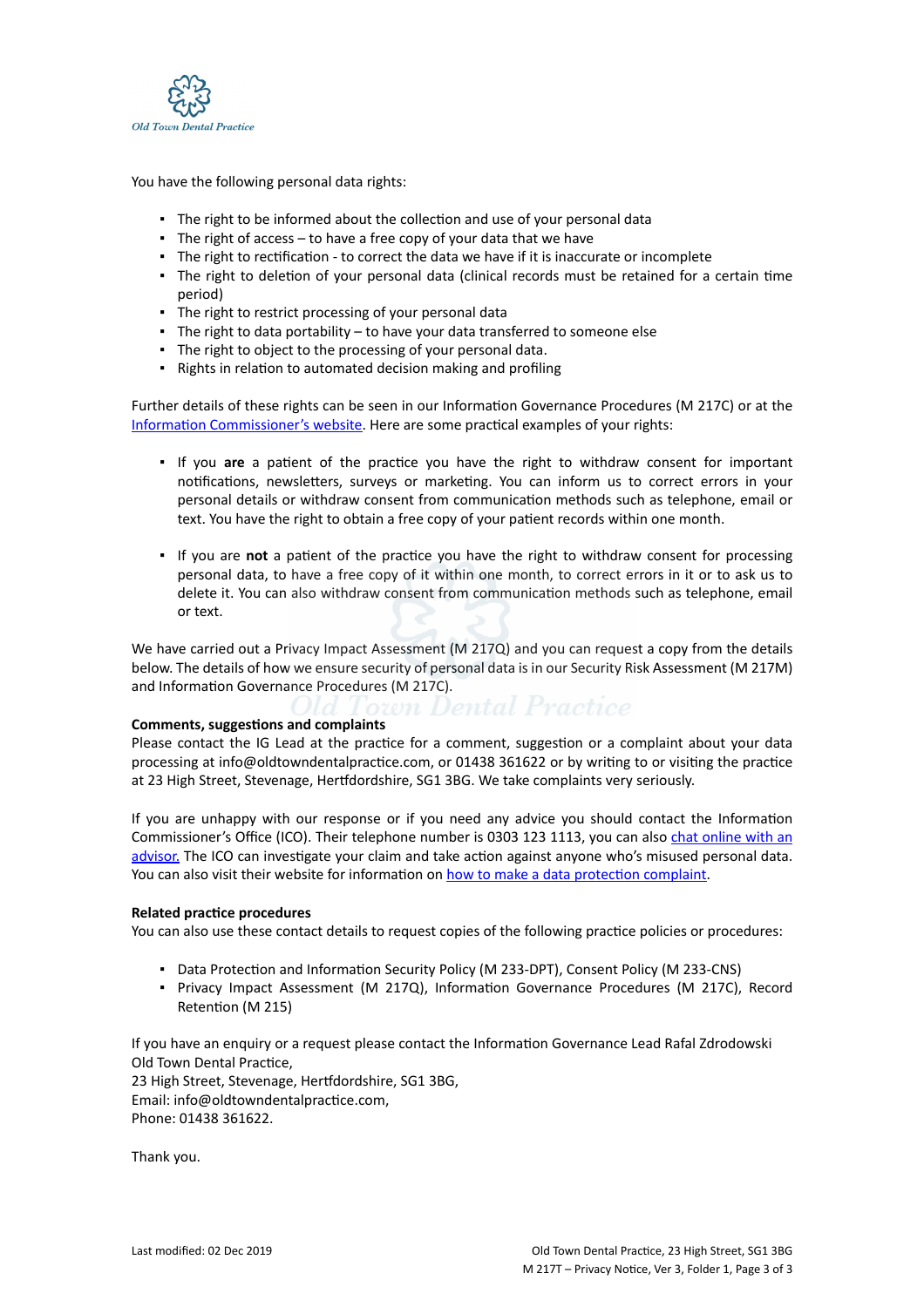You have the following personal data rights:

- The right to be informed about the collection and use of your personal data
- The right of access – to have a free copy of your data that we have
- The right to rectification - to correct the data we have if it is inaccurate or incomplete
- The right to deletion of your personal data (clinical records must be retained for a certain time period)
- The right to restrict processing of your personal data
- The right to data portability – to have your data transferred to someone else
- The right to object to the processing of your personal data.
- Rights in relation to automated decision making and profiling

Further details of these rights can be seen in our Information Governance Procedures (M 217C) or at the Information Commissioner's website. Here are some practical examples of your rights:

- If you **are** a patient of the practice you have the right to withdraw consent for important notifications, newsletters, surveys or marketing. You can inform us to correct errors in your personal details or withdraw consent from communication methods such as telephone, email or text. You have the right to obtain a free copy of your patient records within one month.

- If you are **not** a patient of the practice you have the right to withdraw consent for processing personal data, to have a free copy of it within one month, to correct errors in it or to ask us to delete it. You can also withdraw consent from communication methods such as telephone, email or text.

We have carried out a Privacy Impact Assessment (M 217Q) and you can request a copy from the details below. The details of how we ensure security of personal data is in our Security Risk Assessment (M 217M) and Information Governance Procedures (M 217C).

**Comments, suggestions and complaints**

Please contact the IG Lead at the practice for a comment, suggestion or a complaint about your data processing at info@oldtowndentalpractice.com, or 01438 361622 or by writing to or visiting the practice at 23 High Street, Stevenage, Hertfdordshire, SG1 3BG. We take complaints very seriously.

If you are unhappy with our response or if you need any advice you should contact the Information Commissioner's Office (ICO). Their telephone number is 0303 123 1113, you can also chat online with an advisor. The ICO can investigate your claim and take action against anyone who's misused personal data. You can also visit their website for information on how to make a data protection complaint.

**Related practice procedures**

You can also use these contact details to request copies of the following practice policies or procedures:

- Data Protection and Information Security Policy (M 233-DPT), Consent Policy (M 233-CNS)
- Privacy Impact Assessment (M 217Q), Information Governance Procedures (M 217C), Record Retention (M 215)

If you have an enquiry or a request please contact the Information Governance Lead Rafal Zdrodowski
Old Town Dental Practice,
23 High Street, Stevenage, Hertfdordshire, SG1 3BG,
Email: info@oldtowndentalpractice.com,
Phone: 01438 361622.

Thank you.